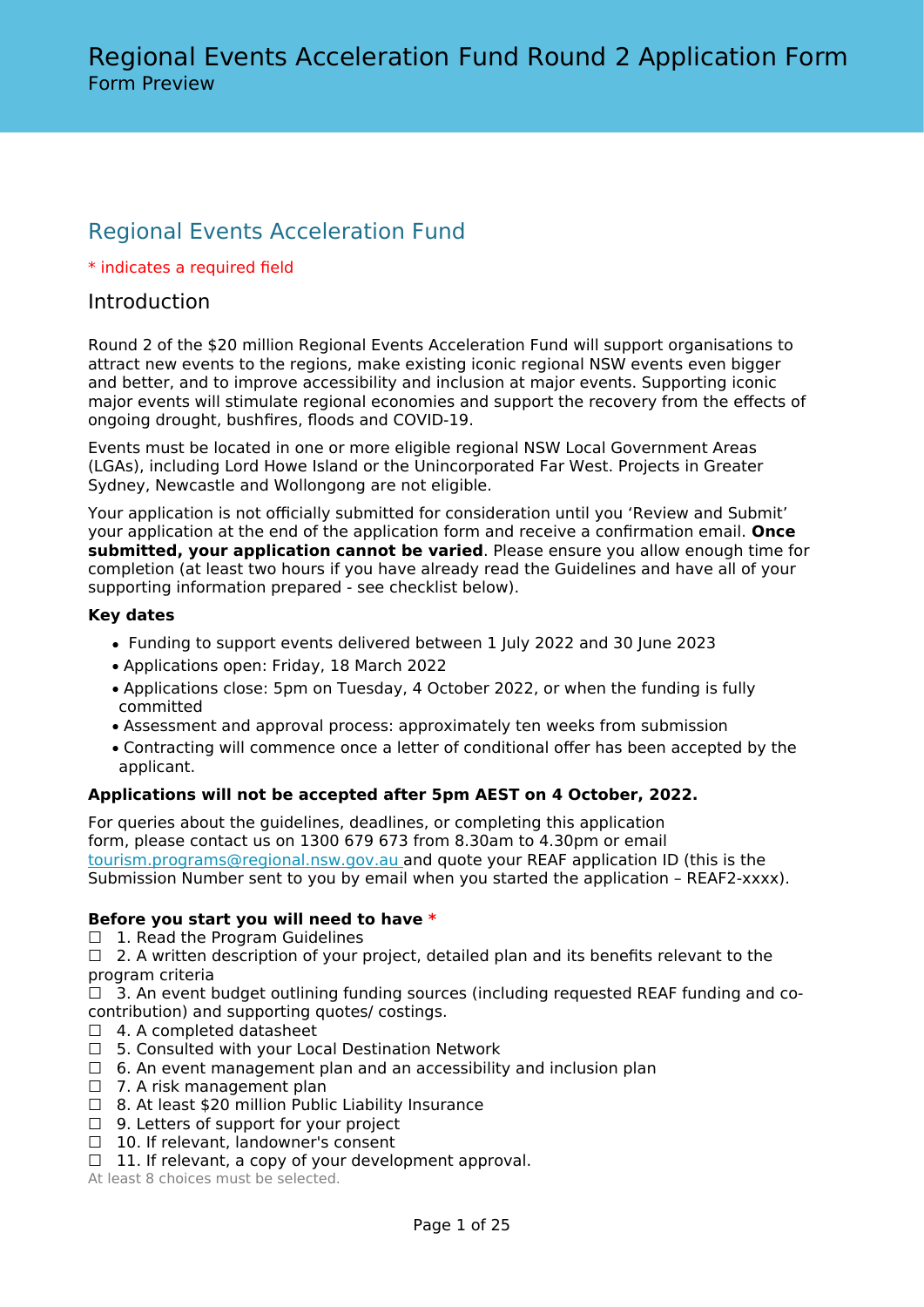# Regional Events Acceleration Fund Round 2 Application Form

Form Preview

## Regional Events Acceleration Fund

\* indicates a required field

### Introduction

Round 2 of the $20 million Regional Events Acceleration Fund will support organisations to attract new events to the regions, make existing iconic regional NSW events even bigger and better, and to improve accessibility and inclusion at major events. Supporting iconic major events will stimulate regional economies and support the recovery from the effects of ongoing drought, bushfires, floods and COVID-19.

Events must be located in one or more eligible regional NSW Local Government Areas (LGAs), including Lord Howe Island or the Unincorporated Far West. Projects in Greater Sydney, Newcastle and Wollongong are not eligible.

Your application is not officially submitted for consideration until you 'Review and Submit' your application at the end of the application form and receive a confirmation email. **Once submitted, your application cannot be varied**. Please ensure you allow enough time for completion (at least two hours if you have already read the Guidelines and have all of your supporting information prepared - see checklist below).

**Key dates**

- Funding to support events delivered between 1 July 2022 and 30 June 2023
- Applications open: Friday, 18 March 2022
- Applications close: 5pm on Tuesday, 4 October 2022, or when the funding is fully committed
- Assessment and approval process: approximately ten weeks from submission
- Contracting will commence once a letter of conditional offer has been accepted by the applicant.

**Applications will not be accepted after 5pm AEST on 4 October, 2022.**

For queries about the guidelines, deadlines, or completing this application form, please contact us on 1300 679 673 from 8.30am to 4.30pm or email tourism.programs@regional.nsw.gov.au and quote your REAF application ID (this is the Submission Number sent to you by email when you started the application – REAF2-xxxx).

**Before you start you will need to have** \*

☐ 1. Read the Program Guidelines
☐ 2. A written description of your project, detailed plan and its benefits relevant to the program criteria
☐ 3. An event budget outlining funding sources (including requested REAF funding and co-contribution) and supporting quotes/ costings.
☐ 4. A completed datasheet
☐ 5. Consulted with your Local Destination Network
☐ 6. An event management plan and an accessibility and inclusion plan
☐ 7. A risk management plan
☐ 8. At least $20 million Public Liability Insurance
☐ 9. Letters of support for your project
☐ 10. If relevant, landowner's consent
☐ 11. If relevant, a copy of your development approval.

At least 8 choices must be selected.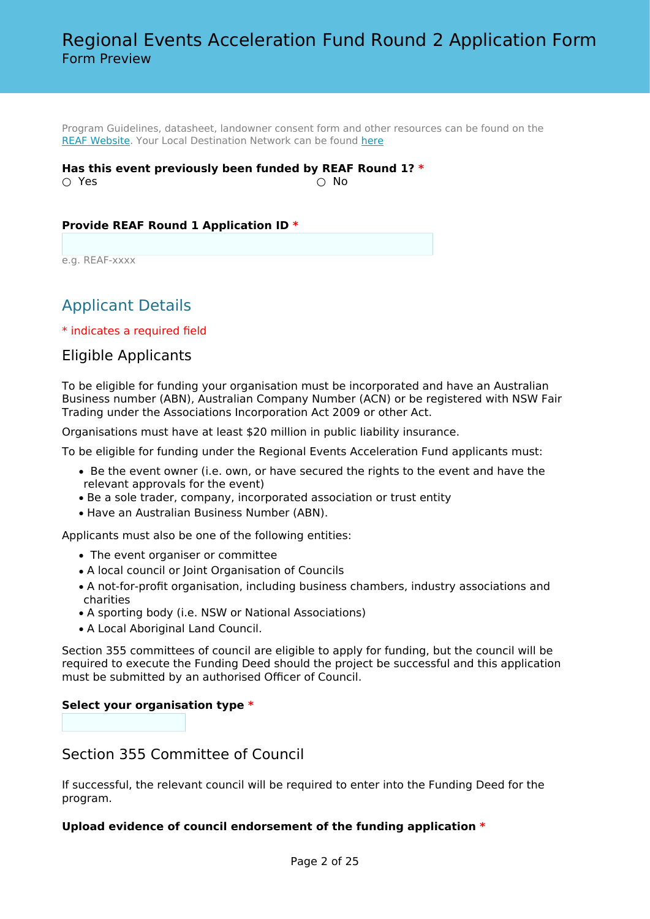# Regional Events Acceleration Fund Round 2 Application Form

Form Preview

Program Guidelines, datasheet, landowner consent form and other resources can be found on the [REAF Website](). Your Local Destination Network can be found [here]()

**Has this event previously been funded by REAF Round 1? ***

○ Yes ○ No

**Provide REAF Round 1 Application ID ***

e.g. REAF-xxxx

## Applicant Details

* indicates a required field

### Eligible Applicants

To be eligible for funding your organisation must be incorporated and have an Australian Business number (ABN), Australian Company Number (ACN) or be registered with NSW Fair Trading under the Associations Incorporation Act 2009 or other Act.

Organisations must have at least $20 million in public liability insurance.

To be eligible for funding under the Regional Events Acceleration Fund applicants must:

- Be the event owner (i.e. own, or have secured the rights to the event and have the relevant approvals for the event)
- Be a sole trader, company, incorporated association or trust entity
- Have an Australian Business Number (ABN).

Applicants must also be one of the following entities:

- The event organiser or committee
- A local council or Joint Organisation of Councils
- A not-for-profit organisation, including business chambers, industry associations and charities
- A sporting body (i.e. NSW or National Associations)
- A Local Aboriginal Land Council.

Section 355 committees of council are eligible to apply for funding, but the council will be required to execute the Funding Deed should the project be successful and this application must be submitted by an authorised Officer of Council.

**Select your organisation type ***

### Section 355 Committee of Council

If successful, the relevant council will be required to enter into the Funding Deed for the program.

**Upload evidence of council endorsement of the funding application ***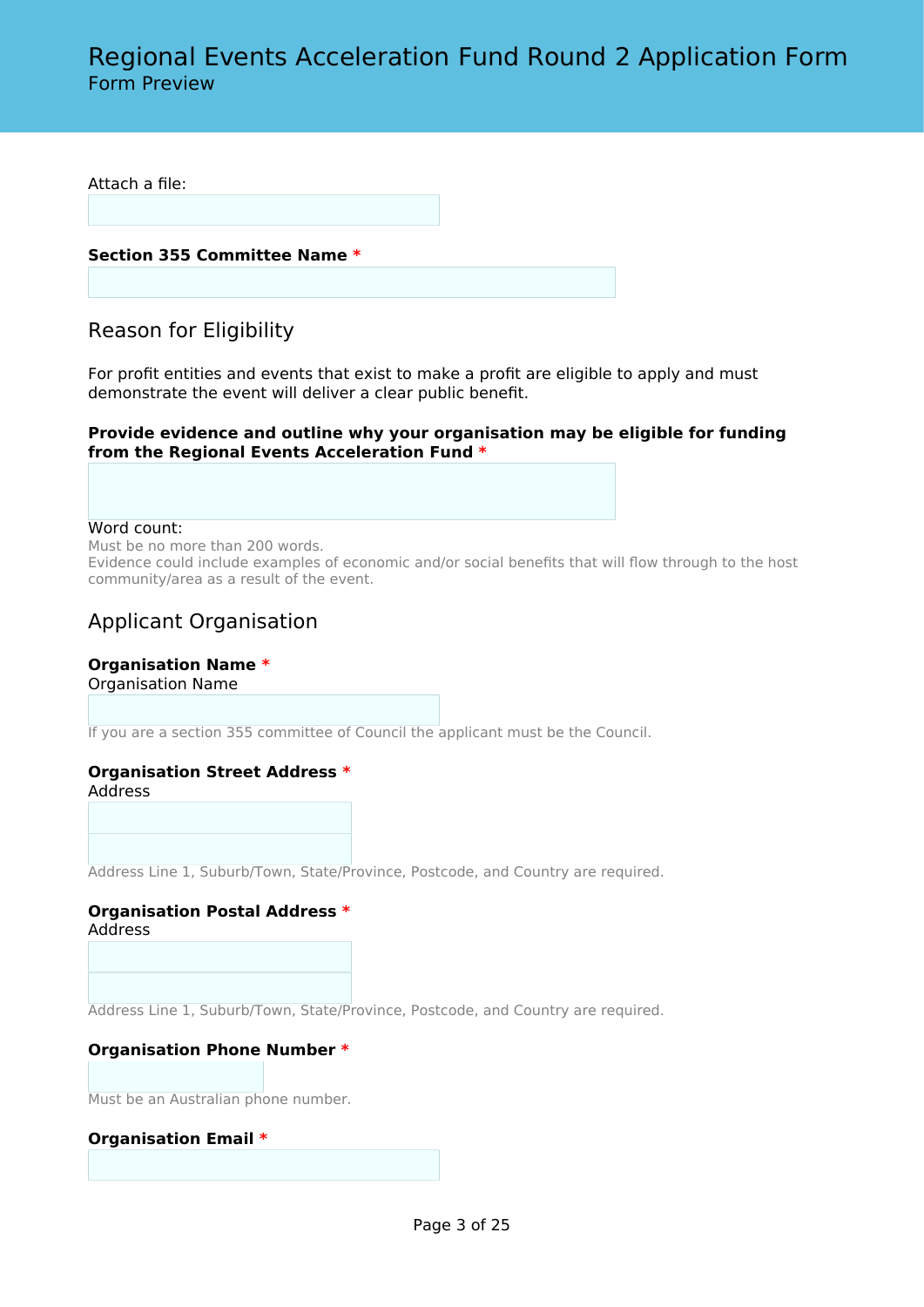Attach a file:

**Section 355 Committee Name** *

## Reason for Eligibility

For profit entities and events that exist to make a profit are eligible to apply and must demonstrate the event will deliver a clear public benefit.

**Provide evidence and outline why your organisation may be eligible for funding from the Regional Events Acceleration Fund** *

Word count:
Must be no more than 200 words.
Evidence could include examples of economic and/or social benefits that will flow through to the host community/area as a result of the event.

## Applicant Organisation

**Organisation Name** *
Organisation Name

If you are a section 355 committee of Council the applicant must be the Council.

**Organisation Street Address** *
Address

Address Line 1, Suburb/Town, State/Province, Postcode, and Country are required.

**Organisation Postal Address** *
Address

Address Line 1, Suburb/Town, State/Province, Postcode, and Country are required.

**Organisation Phone Number** *

Must be an Australian phone number.

**Organisation Email** *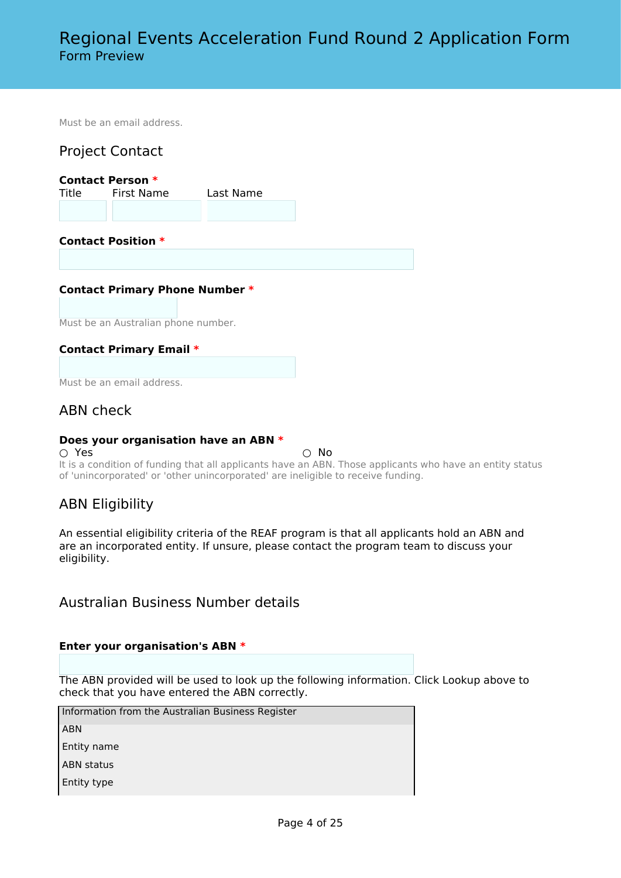# Regional Events Acceleration Fund Round 2 Application Form

Form Preview

Must be an email address.

## Project Contact

**Contact Person** *

Title | First Name | Last Name

**Contact Position** *

**Contact Primary Phone Number** *

Must be an Australian phone number.

**Contact Primary Email** *

Must be an email address.

## ABN check

**Does your organisation have an ABN** *

○ Yes ○ No

It is a condition of funding that all applicants have an ABN. Those applicants who have an entity status of 'unincorporated' or 'other unincorporated' are ineligible to receive funding.

## ABN Eligibility

An essential eligibility criteria of the REAF program is that all applicants hold an ABN and are an incorporated entity. If unsure, please contact the program team to discuss your eligibility.

## Australian Business Number details

**Enter your organisation's ABN** *

The ABN provided will be used to look up the following information. Click Lookup above to check that you have entered the ABN correctly.

| Information from the Australian Business Register |
| --- |
| ABN |
| Entity name |
| ABN status |
| Entity type |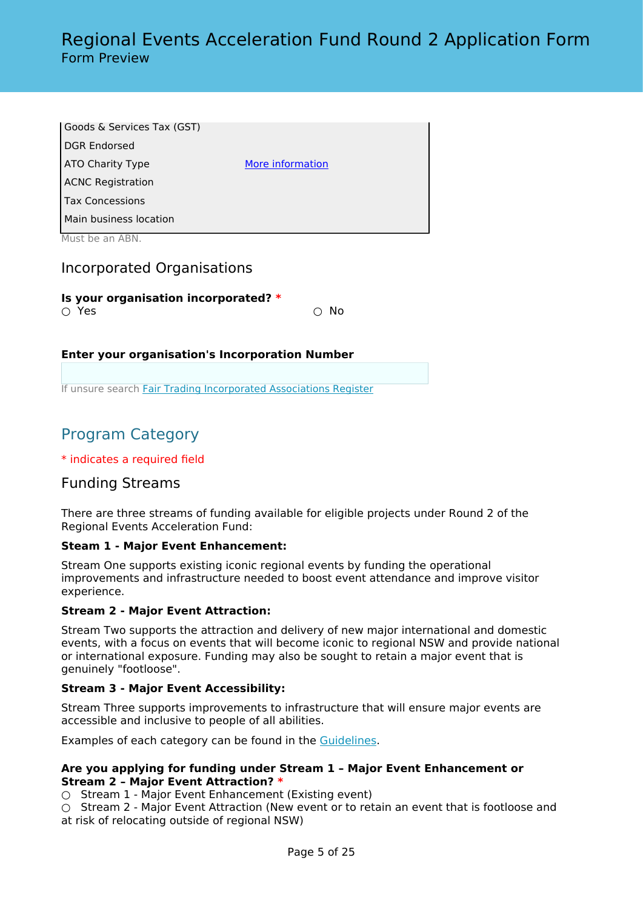| | |
|---|---|
| Goods & Services Tax (GST) | |
| DGR Endorsed | |
| ATO Charity Type | More information |
| ACNC Registration | |
| Tax Concessions | |
| Main business location | |

Must be an ABN.

### Incorporated Organisations

**Is your organisation incorporated? ***

○ Yes ○ No

**Enter your organisation's Incorporation Number**

If unsure search Fair Trading Incorporated Associations Register

## Program Category

* indicates a required field

### Funding Streams

There are three streams of funding available for eligible projects under Round 2 of the Regional Events Acceleration Fund:

**Steam 1 - Major Event Enhancement:**

Stream One supports existing iconic regional events by funding the operational improvements and infrastructure needed to boost event attendance and improve visitor experience.

**Stream 2 - Major Event Attraction:**

Stream Two supports the attraction and delivery of new major international and domestic events, with a focus on events that will become iconic to regional NSW and provide national or international exposure. Funding may also be sought to retain a major event that is genuinely "footloose".

**Stream 3 - Major Event Accessibility:**

Stream Three supports improvements to infrastructure that will ensure major events are accessible and inclusive to people of all abilities.

Examples of each category can be found in the Guidelines.

**Are you applying for funding under Stream 1 – Major Event Enhancement or Stream 2 – Major Event Attraction? ***

○ Stream 1 - Major Event Enhancement (Existing event)
○ Stream 2 - Major Event Attraction (New event or to retain an event that is footloose and at risk of relocating outside of regional NSW)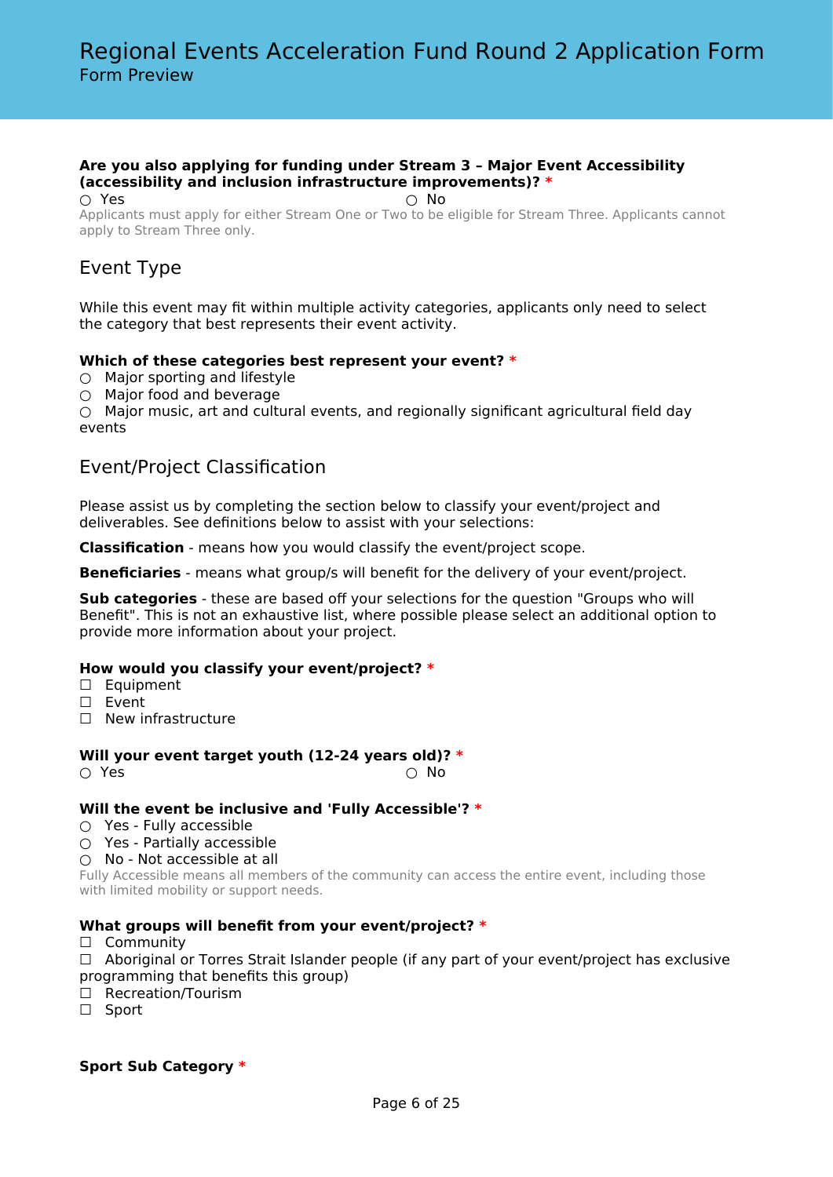**Are you also applying for funding under Stream 3 – Major Event Accessibility (accessibility and inclusion infrastructure improvements)?** *

○ Yes ○ No

Applicants must apply for either Stream One or Two to be eligible for Stream Three. Applicants cannot apply to Stream Three only.

## Event Type

While this event may fit within multiple activity categories, applicants only need to select the category that best represents their event activity.

**Which of these categories best represent your event?** *

○ Major sporting and lifestyle
○ Major food and beverage
○ Major music, art and cultural events, and regionally significant agricultural field day events

## Event/Project Classification

Please assist us by completing the section below to classify your event/project and deliverables. See definitions below to assist with your selections:

**Classification** - means how you would classify the event/project scope.

**Beneficiaries** - means what group/s will benefit for the delivery of your event/project.

**Sub categories** - these are based off your selections for the question "Groups who will Benefit". This is not an exhaustive list, where possible please select an additional option to provide more information about your project.

**How would you classify your event/project?** *

☐ Equipment
☐ Event
☐ New infrastructure

**Will your event target youth (12-24 years old)?** *

○ Yes ○ No

**Will the event be inclusive and 'Fully Accessible'?** *

○ Yes - Fully accessible
○ Yes - Partially accessible
○ No - Not accessible at all

Fully Accessible means all members of the community can access the entire event, including those with limited mobility or support needs.

**What groups will benefit from your event/project?** *

☐ Community
☐ Aboriginal or Torres Strait Islander people (if any part of your event/project has exclusive programming that benefits this group)
☐ Recreation/Tourism
☐ Sport

**Sport Sub Category** *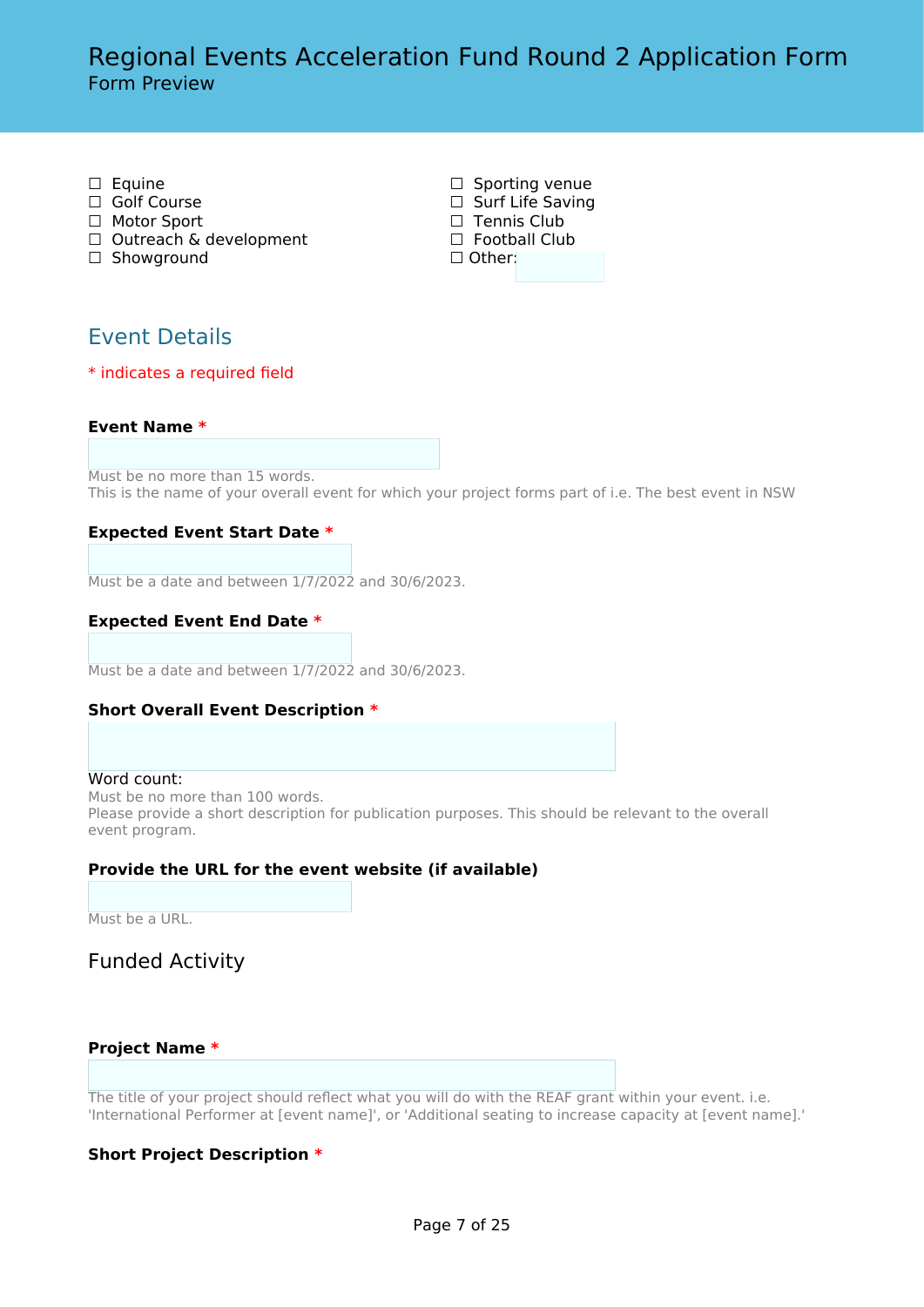- ☐ Equine
- ☐ Golf Course
- ☐ Motor Sport
- ☐ Outreach & development
- ☐ Showground
- ☐ Sporting venue
- ☐ Surf Life Saving
- ☐ Tennis Club
- ☐ Football Club
- ☐ Other:

## Event Details

* indicates a required field

**Event Name** *

Must be no more than 15 words.
This is the name of your overall event for which your project forms part of i.e. The best event in NSW

**Expected Event Start Date** *

Must be a date and between 1/7/2022 and 30/6/2023.

**Expected Event End Date** *

Must be a date and between 1/7/2022 and 30/6/2023.

**Short Overall Event Description** *

Word count:
Must be no more than 100 words.
Please provide a short description for publication purposes. This should be relevant to the overall event program.

**Provide the URL for the event website (if available)**

Must be a URL.

## Funded Activity

**Project Name** *

The title of your project should reflect what you will do with the REAF grant within your event. i.e. 'International Performer at [event name]', or 'Additional seating to increase capacity at [event name].'

**Short Project Description** *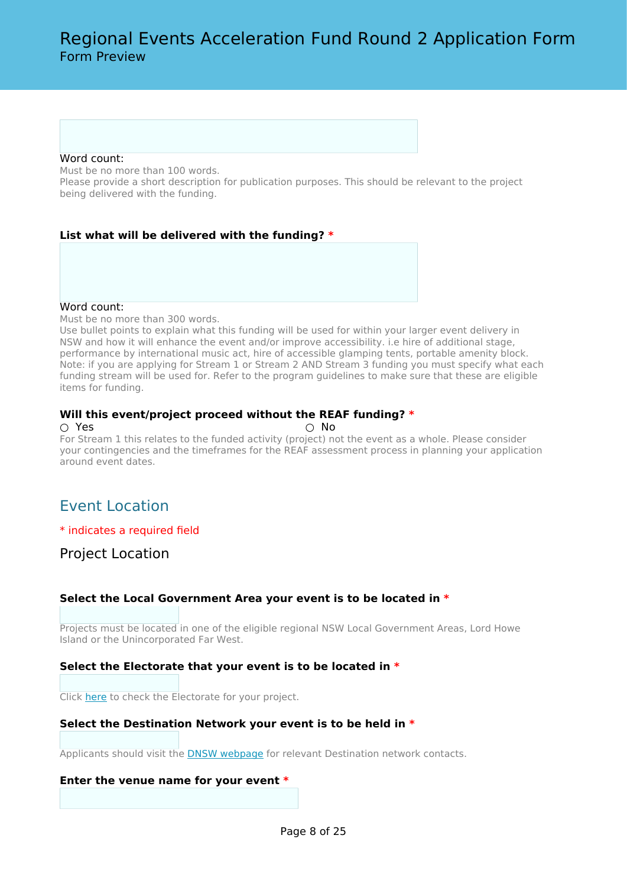Word count:

Must be no more than 100 words.

Please provide a short description for publication purposes. This should be relevant to the project being delivered with the funding.

**List what will be delivered with the funding? ***

Word count:

Must be no more than 300 words.

Use bullet points to explain what this funding will be used for within your larger event delivery in NSW and how it will enhance the event and/or improve accessibility. i.e hire of additional stage, performance by international music act, hire of accessible glamping tents, portable amenity block. Note: if you are applying for Stream 1 or Stream 2 AND Stream 3 funding you must specify what each funding stream will be used for. Refer to the program guidelines to make sure that these are eligible items for funding.

**Will this event/project proceed without the REAF funding? ***

○ Yes ○ No

For Stream 1 this relates to the funded activity (project) not the event as a whole. Please consider your contingencies and the timeframes for the REAF assessment process in planning your application around event dates.

## Event Location

* indicates a required field

### Project Location

**Select the Local Government Area your event is to be located in ***

Projects must be located in one of the eligible regional NSW Local Government Areas, Lord Howe Island or the Unincorporated Far West.

**Select the Electorate that your event is to be located in ***

Click here to check the Electorate for your project.

**Select the Destination Network your event is to be held in ***

Applicants should visit the DNSW webpage for relevant Destination network contacts.

**Enter the venue name for your event ***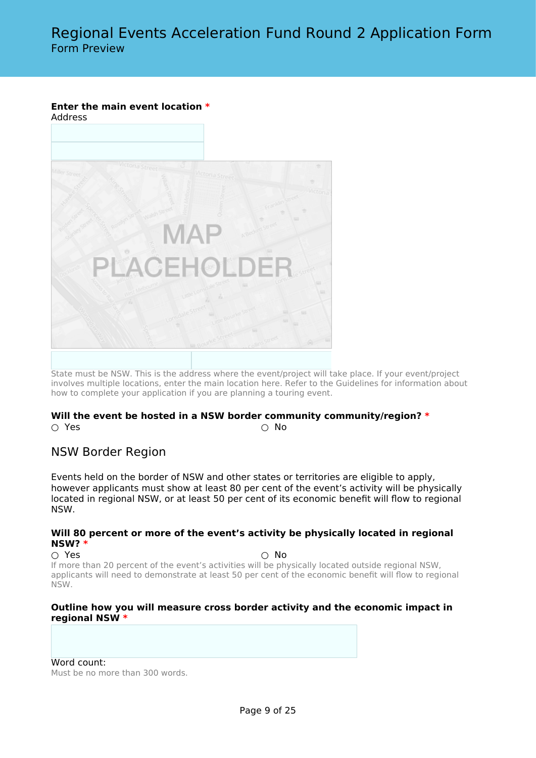# Regional Events Acceleration Fund Round 2 Application Form

Form Preview

**Enter the main event location** *

Address

State must be NSW. This is the address where the event/project will take place. If your event/project involves multiple locations, enter the main location here. Refer to the Guidelines for information about how to complete your application if you are planning a touring event.

**Will the event be hosted in a NSW border community community/region?** *

○ Yes ○ No

## NSW Border Region

Events held on the border of NSW and other states or territories are eligible to apply, however applicants must show at least 80 per cent of the event's activity will be physically located in regional NSW, or at least 50 per cent of its economic benefit will flow to regional NSW.

**Will 80 percent or more of the event's activity be physically located in regional NSW?** *

○ Yes ○ No

If more than 20 percent of the event's activities will be physically located outside regional NSW, applicants will need to demonstrate at least 50 per cent of the economic benefit will flow to regional NSW.

**Outline how you will measure cross border activity and the economic impact in regional NSW** *

Word count:

Must be no more than 300 words.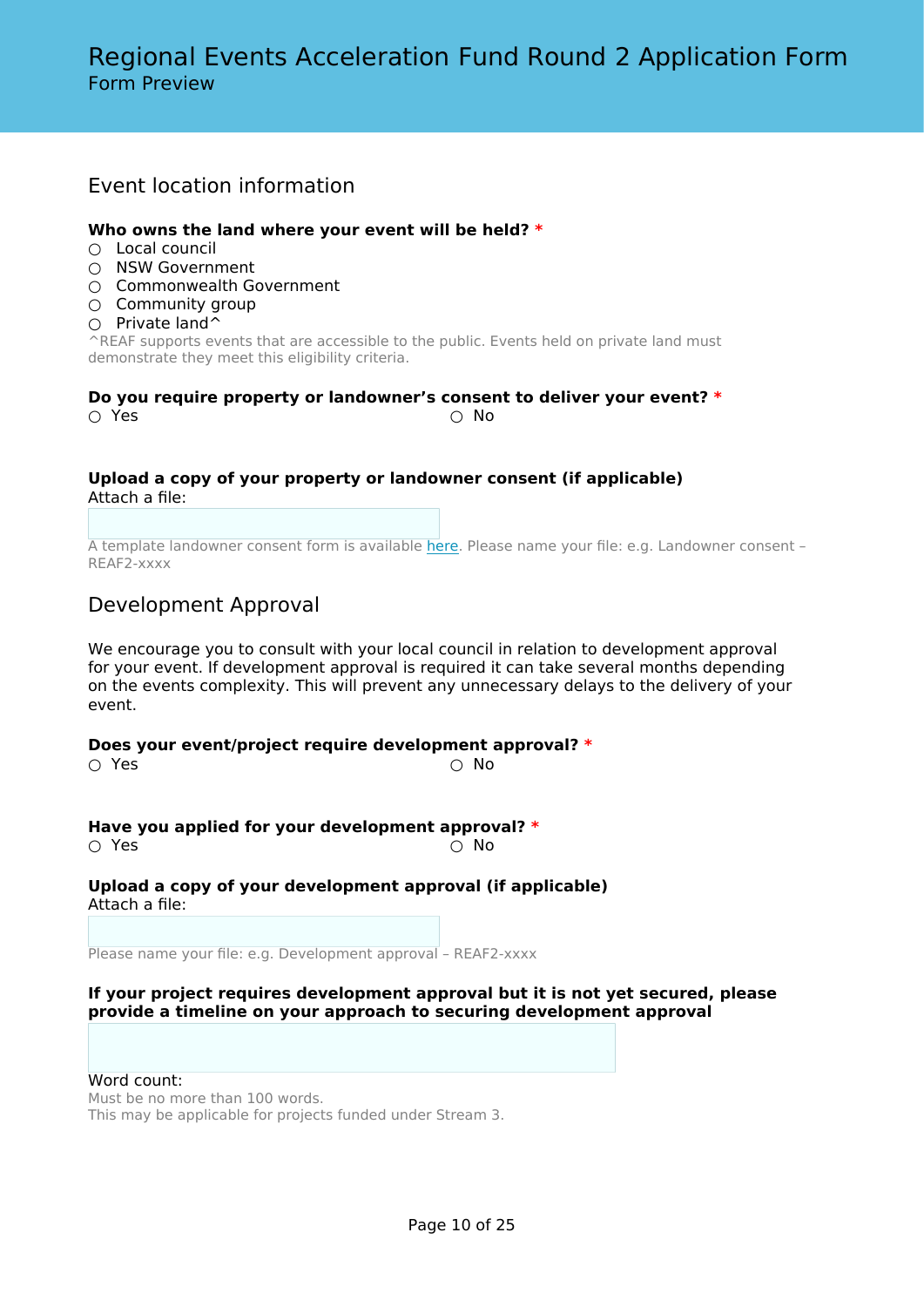# Regional Events Acceleration Fund Round 2 Application Form

Form Preview

## Event location information

**Who owns the land where your event will be held?** *

- ○ Local council
- ○ NSW Government
- ○ Commonwealth Government
- ○ Community group
- ○ Private land^

^REAF supports events that are accessible to the public. Events held on private land must demonstrate they meet this eligibility criteria.

**Do you require property or landowner's consent to deliver your event?** *

○ Yes ○ No

**Upload a copy of your property or landowner consent (if applicable)**

Attach a file:

A template landowner consent form is available here. Please name your file: e.g. Landowner consent – REAF2-xxxx

## Development Approval

We encourage you to consult with your local council in relation to development approval for your event. If development approval is required it can take several months depending on the events complexity. This will prevent any unnecessary delays to the delivery of your event.

**Does your event/project require development approval?** *

○ Yes ○ No

**Have you applied for your development approval?** *

○ Yes ○ No

**Upload a copy of your development approval (if applicable)**

Attach a file:

Please name your file: e.g. Development approval – REAF2-xxxx

**If your project requires development approval but it is not yet secured, please provide a timeline on your approach to securing development approval**

Word count:

Must be no more than 100 words.

This may be applicable for projects funded under Stream 3.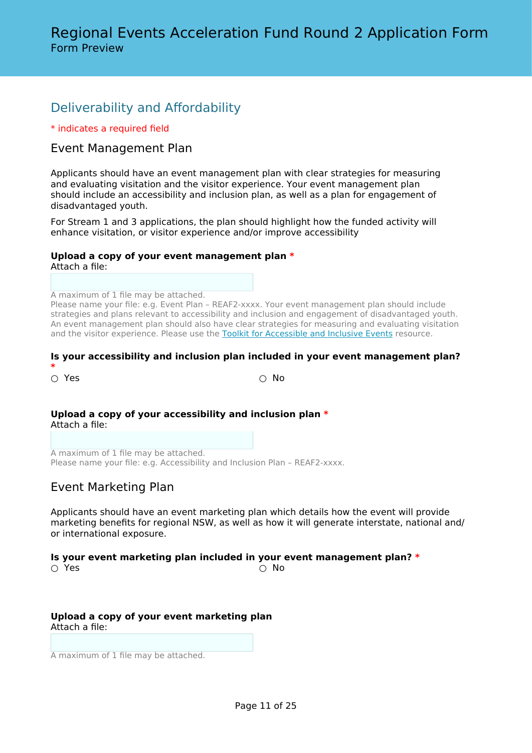# Regional Events Acceleration Fund Round 2 Application Form

Form Preview

## Deliverability and Affordability

* indicates a required field

### Event Management Plan

Applicants should have an event management plan with clear strategies for measuring and evaluating visitation and the visitor experience. Your event management plan should include an accessibility and inclusion plan, as well as a plan for engagement of disadvantaged youth.

For Stream 1 and 3 applications, the plan should highlight how the funded activity will enhance visitation, or visitor experience and/or improve accessibility

**Upload a copy of your event management plan** *
Attach a file:

A maximum of 1 file may be attached.
Please name your file: e.g. Event Plan – REAF2-xxxx. Your event management plan should include strategies and plans relevant to accessibility and inclusion and engagement of disadvantaged youth. An event management plan should also have clear strategies for measuring and evaluating visitation and the visitor experience. Please use the Toolkit for Accessible and Inclusive Events resource.

**Is your accessibility and inclusion plan included in your event management plan?** *

○ Yes ○ No

**Upload a copy of your accessibility and inclusion plan** *
Attach a file:

A maximum of 1 file may be attached.
Please name your file: e.g. Accessibility and Inclusion Plan – REAF2-xxxx.

### Event Marketing Plan

Applicants should have an event marketing plan which details how the event will provide marketing benefits for regional NSW, as well as how it will generate interstate, national and/ or international exposure.

**Is your event marketing plan included in your event management plan?** *

○ Yes ○ No

**Upload a copy of your event marketing plan**
Attach a file:

A maximum of 1 file may be attached.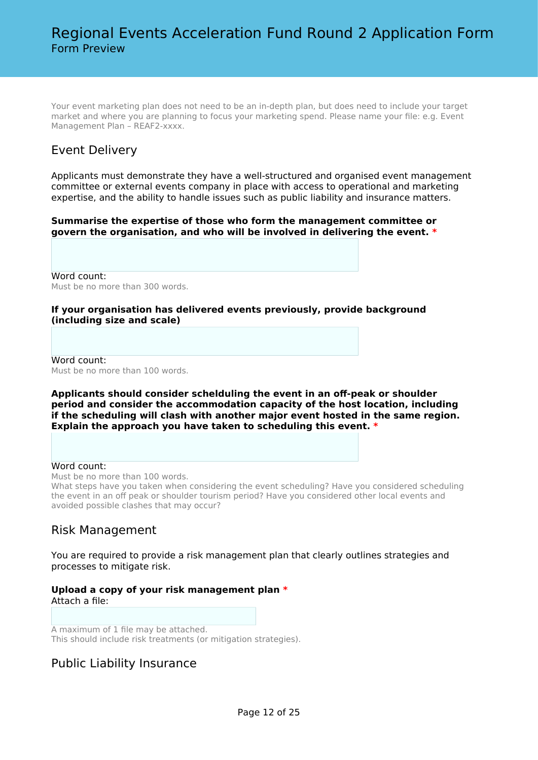Your event marketing plan does not need to be an in-depth plan, but does need to include your target market and where you are planning to focus your marketing spend. Please name your file: e.g. Event Management Plan – REAF2-xxxx.

## Event Delivery

Applicants must demonstrate they have a well-structured and organised event management committee or external events company in place with access to operational and marketing expertise, and the ability to handle issues such as public liability and insurance matters.

**Summarise the expertise of those who form the management committee or govern the organisation, and who will be involved in delivering the event.** *

Word count:
Must be no more than 300 words.

**If your organisation has delivered events previously, provide background (including size and scale)**

Word count:
Must be no more than 100 words.

**Applicants should consider schelduling the event in an off-peak or shoulder period and consider the accommodation capacity of the host location, including if the scheduling will clash with another major event hosted in the same region. Explain the approach you have taken to scheduling this event.** *

Word count:
Must be no more than 100 words.
What steps have you taken when considering the event scheduling? Have you considered scheduling the event in an off peak or shoulder tourism period? Have you considered other local events and avoided possible clashes that may occur?

## Risk Management

You are required to provide a risk management plan that clearly outlines strategies and processes to mitigate risk.

**Upload a copy of your risk management plan** *
Attach a file:

A maximum of 1 file may be attached.
This should include risk treatments (or mitigation strategies).

## Public Liability Insurance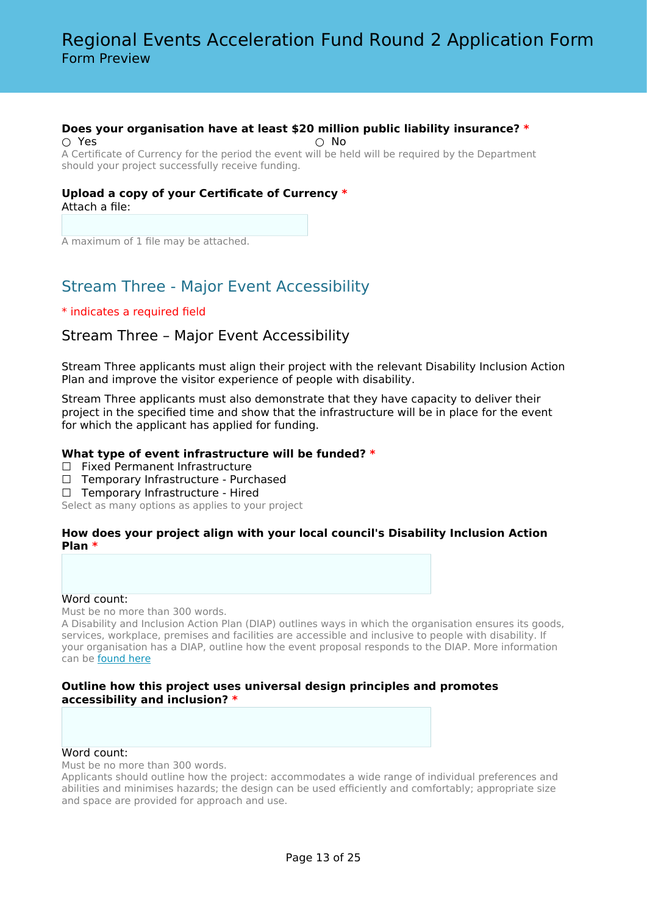**Does your organisation have at least $20 million public liability insurance? ***

○ Yes ○ No

A Certificate of Currency for the period the event will be held will be required by the Department should your project successfully receive funding.

**Upload a copy of your Certificate of Currency ***

Attach a file:

A maximum of 1 file may be attached.

## Stream Three - Major Event Accessibility

* indicates a required field

### Stream Three – Major Event Accessibility

Stream Three applicants must align their project with the relevant Disability Inclusion Action Plan and improve the visitor experience of people with disability.

Stream Three applicants must also demonstrate that they have capacity to deliver their project in the specified time and show that the infrastructure will be in place for the event for which the applicant has applied for funding.

**What type of event infrastructure will be funded? ***

- ☐ Fixed Permanent Infrastructure
- ☐ Temporary Infrastructure - Purchased
- ☐ Temporary Infrastructure - Hired

Select as many options as applies to your project

**How does your project align with your local council's Disability Inclusion Action Plan ***

Word count:

Must be no more than 300 words.

A Disability and Inclusion Action Plan (DIAP) outlines ways in which the organisation ensures its goods, services, workplace, premises and facilities are accessible and inclusive to people with disability. If your organisation has a DIAP, outline how the event proposal responds to the DIAP. More information can be found here

**Outline how this project uses universal design principles and promotes accessibility and inclusion? ***

Word count:

Must be no more than 300 words.

Applicants should outline how the project: accommodates a wide range of individual preferences and abilities and minimises hazards; the design can be used efficiently and comfortably; appropriate size and space are provided for approach and use.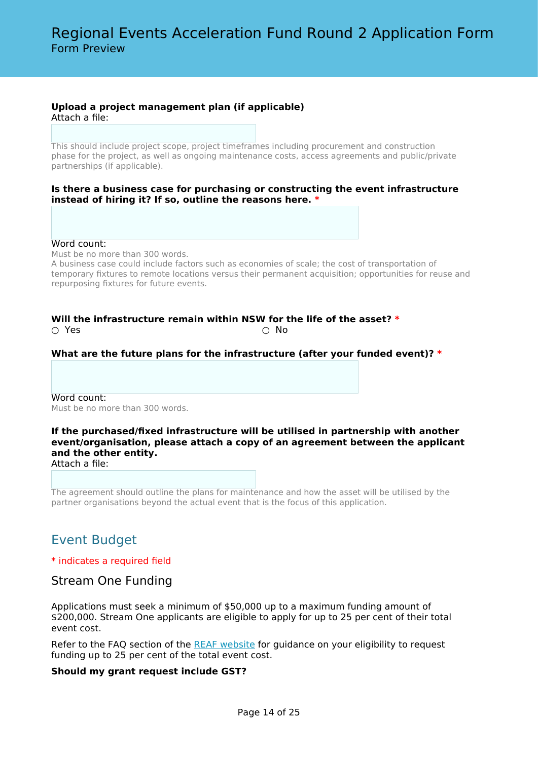**Upload a project management plan (if applicable)**
Attach a file:

This should include project scope, project timeframes including procurement and construction phase for the project, as well as ongoing maintenance costs, access agreements and public/private partnerships (if applicable).

**Is there a business case for purchasing or constructing the event infrastructure instead of hiring it? If so, outline the reasons here. \***

Word count:
Must be no more than 300 words.
A business case could include factors such as economies of scale; the cost of transportation of temporary fixtures to remote locations versus their permanent acquisition; opportunities for reuse and repurposing fixtures for future events.

**Will the infrastructure remain within NSW for the life of the asset? \***

○ Yes ○ No

**What are the future plans for the infrastructure (after your funded event)? \***

Word count:
Must be no more than 300 words.

**If the purchased/fixed infrastructure will be utilised in partnership with another event/organisation, please attach a copy of an agreement between the applicant and the other entity.**
Attach a file:

The agreement should outline the plans for maintenance and how the asset will be utilised by the partner organisations beyond the actual event that is the focus of this application.

## Event Budget

\* indicates a required field

### Stream One Funding

Applications must seek a minimum of $50,000 up to a maximum funding amount of $200,000. Stream One applicants are eligible to apply for up to 25 per cent of their total event cost.

Refer to the FAQ section of the REAF website for guidance on your eligibility to request funding up to 25 per cent of the total event cost.

**Should my grant request include GST?**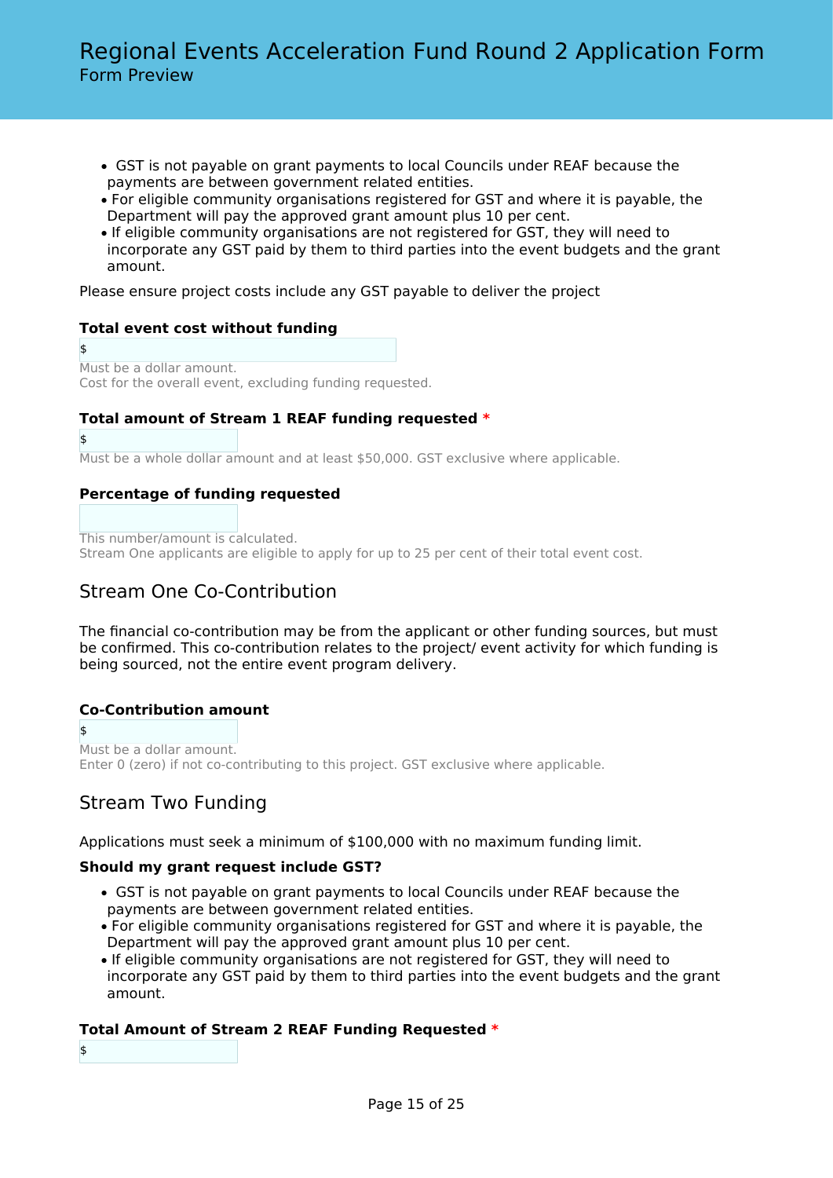- GST is not payable on grant payments to local Councils under REAF because the payments are between government related entities.
- For eligible community organisations registered for GST and where it is payable, the Department will pay the approved grant amount plus 10 per cent.
- If eligible community organisations are not registered for GST, they will need to incorporate any GST paid by them to third parties into the event budgets and the grant amount.

Please ensure project costs include any GST payable to deliver the project

**Total event cost without funding**

$

Must be a dollar amount.
Cost for the overall event, excluding funding requested.

**Total amount of Stream 1 REAF funding requested** *

$

Must be a whole dollar amount and at least $50,000. GST exclusive where applicable.

**Percentage of funding requested**

This number/amount is calculated.
Stream One applicants are eligible to apply for up to 25 per cent of their total event cost.

## Stream One Co-Contribution

The financial co-contribution may be from the applicant or other funding sources, but must be confirmed. This co-contribution relates to the project/ event activity for which funding is being sourced, not the entire event program delivery.

**Co-Contribution amount**

$

Must be a dollar amount.
Enter 0 (zero) if not co-contributing to this project. GST exclusive where applicable.

## Stream Two Funding

Applications must seek a minimum of $100,000 with no maximum funding limit.

**Should my grant request include GST?**

- GST is not payable on grant payments to local Councils under REAF because the payments are between government related entities.
- For eligible community organisations registered for GST and where it is payable, the Department will pay the approved grant amount plus 10 per cent.
- If eligible community organisations are not registered for GST, they will need to incorporate any GST paid by them to third parties into the event budgets and the grant amount.

**Total Amount of Stream 2 REAF Funding Requested** *

$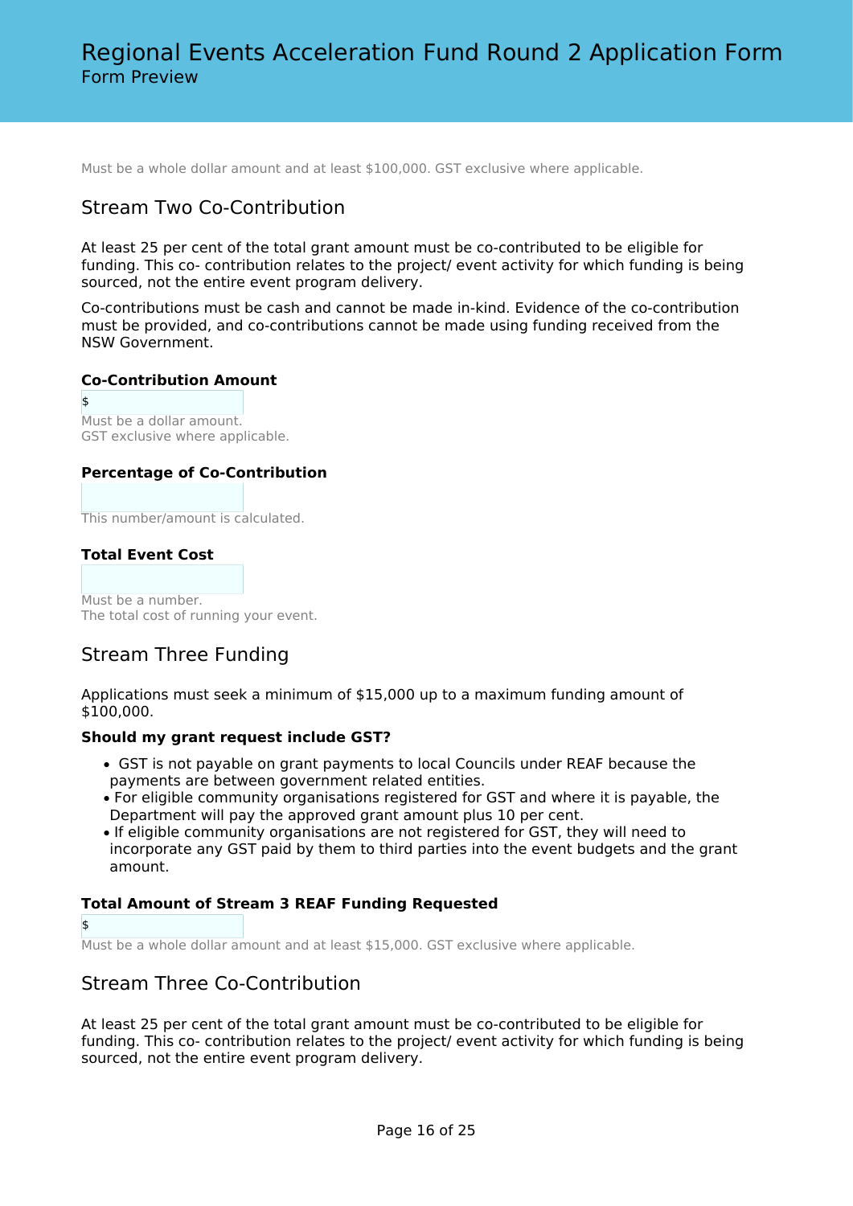Must be a whole dollar amount and at least $100,000. GST exclusive where applicable.

## Stream Two Co-Contribution

At least 25 per cent of the total grant amount must be co-contributed to be eligible for funding. This co- contribution relates to the project/ event activity for which funding is being sourced, not the entire event program delivery.

Co-contributions must be cash and cannot be made in-kind. Evidence of the co-contribution must be provided, and co-contributions cannot be made using funding received from the NSW Government.

**Co-Contribution Amount**

$

Must be a dollar amount.
GST exclusive where applicable.

**Percentage of Co-Contribution**

This number/amount is calculated.

**Total Event Cost**

Must be a number.
The total cost of running your event.

## Stream Three Funding

Applications must seek a minimum of $15,000 up to a maximum funding amount of $100,000.

**Should my grant request include GST?**

- GST is not payable on grant payments to local Councils under REAF because the payments are between government related entities.
- For eligible community organisations registered for GST and where it is payable, the Department will pay the approved grant amount plus 10 per cent.
- If eligible community organisations are not registered for GST, they will need to incorporate any GST paid by them to third parties into the event budgets and the grant amount.

**Total Amount of Stream 3 REAF Funding Requested**

$

Must be a whole dollar amount and at least $15,000. GST exclusive where applicable.

## Stream Three Co-Contribution

At least 25 per cent of the total grant amount must be co-contributed to be eligible for funding. This co- contribution relates to the project/ event activity for which funding is being sourced, not the entire event program delivery.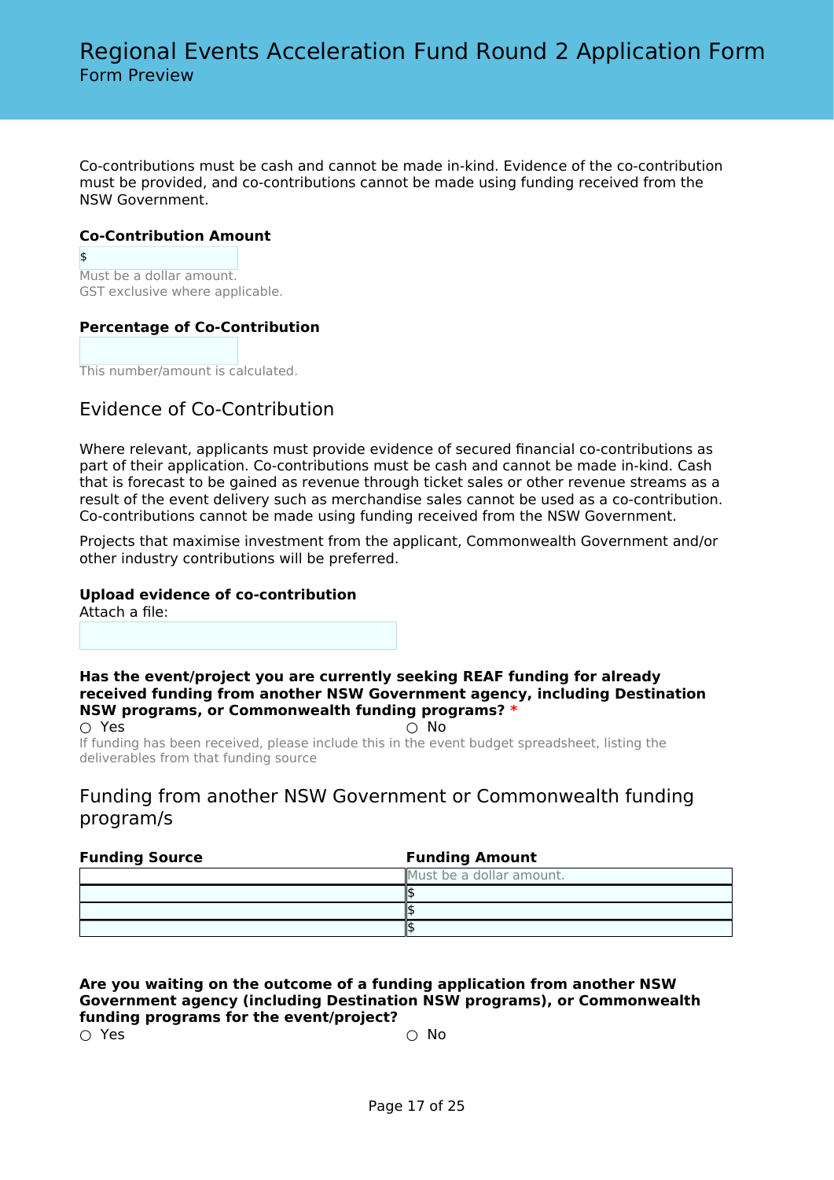# Regional Events Acceleration Fund Round 2 Application Form

Form Preview

Co-contributions must be cash and cannot be made in-kind. Evidence of the co-contribution must be provided, and co-contributions cannot be made using funding received from the NSW Government.

**Co-Contribution Amount**

$

Must be a dollar amount.
GST exclusive where applicable.

**Percentage of Co-Contribution**

This number/amount is calculated.

## Evidence of Co-Contribution

Where relevant, applicants must provide evidence of secured financial co-contributions as part of their application. Co-contributions must be cash and cannot be made in-kind. Cash that is forecast to be gained as revenue through ticket sales or other revenue streams as a result of the event delivery such as merchandise sales cannot be used as a co-contribution. Co-contributions cannot be made using funding received from the NSW Government.

Projects that maximise investment from the applicant, Commonwealth Government and/or other industry contributions will be preferred.

**Upload evidence of co-contribution**

Attach a file:

**Has the event/project you are currently seeking REAF funding for already received funding from another NSW Government agency, including Destination NSW programs, or Commonwealth funding programs?** *

○ Yes ○ No

If funding has been received, please include this in the event budget spreadsheet, listing the deliverables from that funding source

## Funding from another NSW Government or Commonwealth funding program/s

| Funding Source | Funding Amount |
|---|---|
| | Must be a dollar amount. |
| | $ |
| | $ |
| | $ |

**Are you waiting on the outcome of a funding application from another NSW Government agency (including Destination NSW programs), or Commonwealth funding programs for the event/project?**

○ Yes ○ No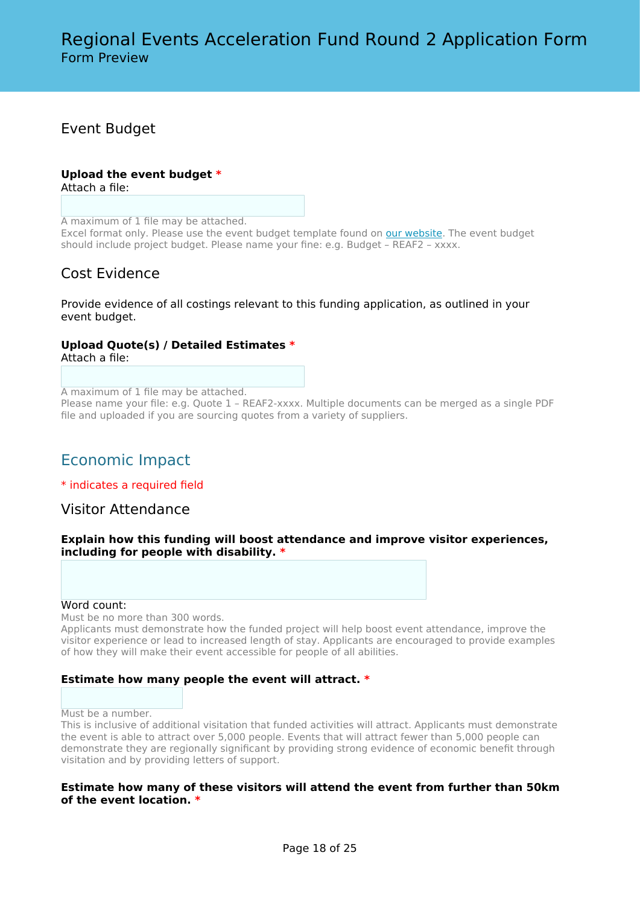## Event Budget

**Upload the event budget** *
Attach a file:

A maximum of 1 file may be attached.
Excel format only. Please use the event budget template found on [our website](). The event budget should include project budget. Please name your fine: e.g. Budget – REAF2 – xxxx.

## Cost Evidence

Provide evidence of all costings relevant to this funding application, as outlined in your event budget.

**Upload Quote(s) / Detailed Estimates** *
Attach a file:

A maximum of 1 file may be attached.
Please name your file: e.g. Quote 1 – REAF2-xxxx. Multiple documents can be merged as a single PDF file and uploaded if you are sourcing quotes from a variety of suppliers.

# Economic Impact

* indicates a required field

## Visitor Attendance

**Explain how this funding will boost attendance and improve visitor experiences, including for people with disability.** *

Word count:
Must be no more than 300 words.
Applicants must demonstrate how the funded project will help boost event attendance, improve the visitor experience or lead to increased length of stay. Applicants are encouraged to provide examples of how they will make their event accessible for people of all abilities.

**Estimate how many people the event will attract.** *

Must be a number.
This is inclusive of additional visitation that funded activities will attract. Applicants must demonstrate the event is able to attract over 5,000 people. Events that will attract fewer than 5,000 people can demonstrate they are regionally significant by providing strong evidence of economic benefit through visitation and by providing letters of support.

**Estimate how many of these visitors will attend the event from further than 50km of the event location.** *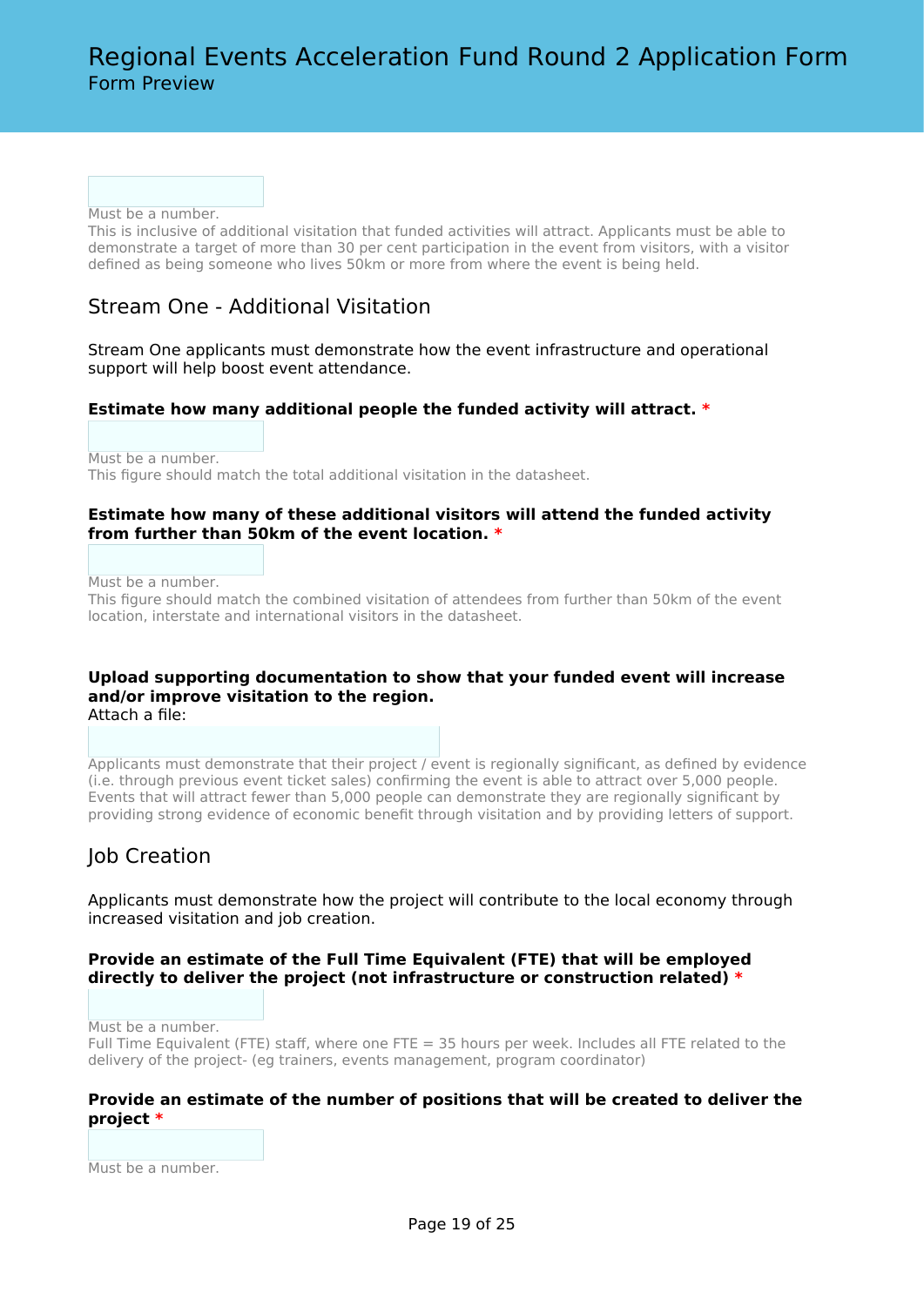Must be a number.

This is inclusive of additional visitation that funded activities will attract. Applicants must be able to demonstrate a target of more than 30 per cent participation in the event from visitors, with a visitor defined as being someone who lives 50km or more from where the event is being held.

## Stream One - Additional Visitation

Stream One applicants must demonstrate how the event infrastructure and operational support will help boost event attendance.

**Estimate how many additional people the funded activity will attract.** *

Must be a number.

This figure should match the total additional visitation in the datasheet.

**Estimate how many of these additional visitors will attend the funded activity from further than 50km of the event location.** *

Must be a number.

This figure should match the combined visitation of attendees from further than 50km of the event location, interstate and international visitors in the datasheet.

**Upload supporting documentation to show that your funded event will increase and/or improve visitation to the region.**

Attach a file:

Applicants must demonstrate that their project / event is regionally significant, as defined by evidence (i.e. through previous event ticket sales) confirming the event is able to attract over 5,000 people. Events that will attract fewer than 5,000 people can demonstrate they are regionally significant by providing strong evidence of economic benefit through visitation and by providing letters of support.

## Job Creation

Applicants must demonstrate how the project will contribute to the local economy through increased visitation and job creation.

**Provide an estimate of the Full Time Equivalent (FTE) that will be employed directly to deliver the project (not infrastructure or construction related)** *

Must be a number.

Full Time Equivalent (FTE) staff, where one FTE = 35 hours per week. Includes all FTE related to the delivery of the project- (eg trainers, events management, program coordinator)

**Provide an estimate of the number of positions that will be created to deliver the project** *

Must be a number.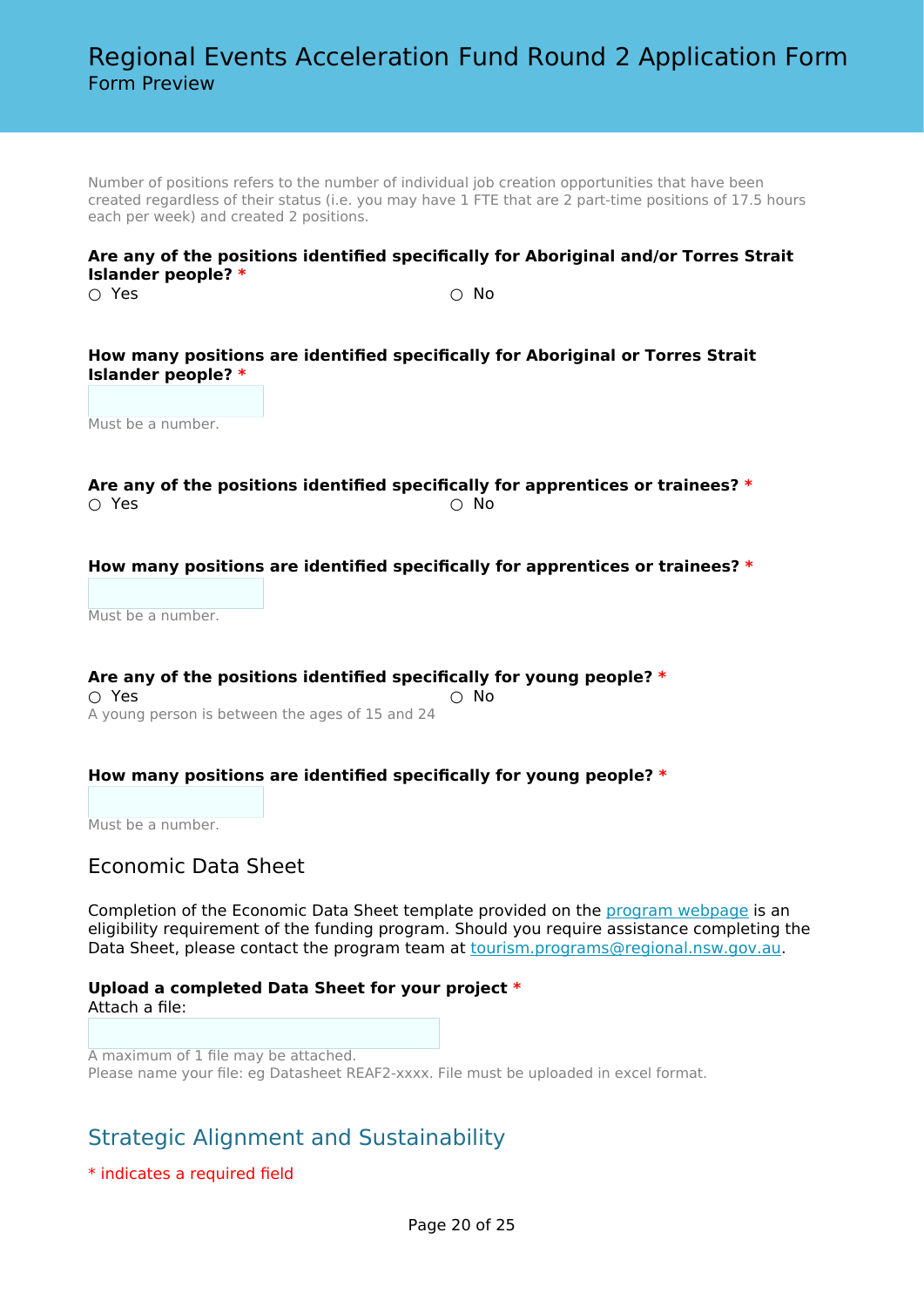Number of positions refers to the number of individual job creation opportunities that have been created regardless of their status (i.e. you may have 1 FTE that are 2 part-time positions of 17.5 hours each per week) and created 2 positions.

**Are any of the positions identified specifically for Aboriginal and/or Torres Strait Islander people?** *

○ Yes ○ No

**How many positions are identified specifically for Aboriginal or Torres Strait Islander people?** *

Must be a number.

**Are any of the positions identified specifically for apprentices or trainees?** *

○ Yes ○ No

**How many positions are identified specifically for apprentices or trainees?** *

Must be a number.

**Are any of the positions identified specifically for young people?** *

○ Yes ○ No

A young person is between the ages of 15 and 24

**How many positions are identified specifically for young people?** *

Must be a number.

### Economic Data Sheet

Completion of the Economic Data Sheet template provided on the [program webpage]() is an eligibility requirement of the funding program. Should you require assistance completing the Data Sheet, please contact the program team at [tourism.programs@regional.nsw.gov.au](mailto:tourism.programs@regional.nsw.gov.au).

**Upload a completed Data Sheet for your project** *

Attach a file:

A maximum of 1 file may be attached.
Please name your file: eg Datasheet REAF2-xxxx. File must be uploaded in excel format.

## Strategic Alignment and Sustainability

* indicates a required field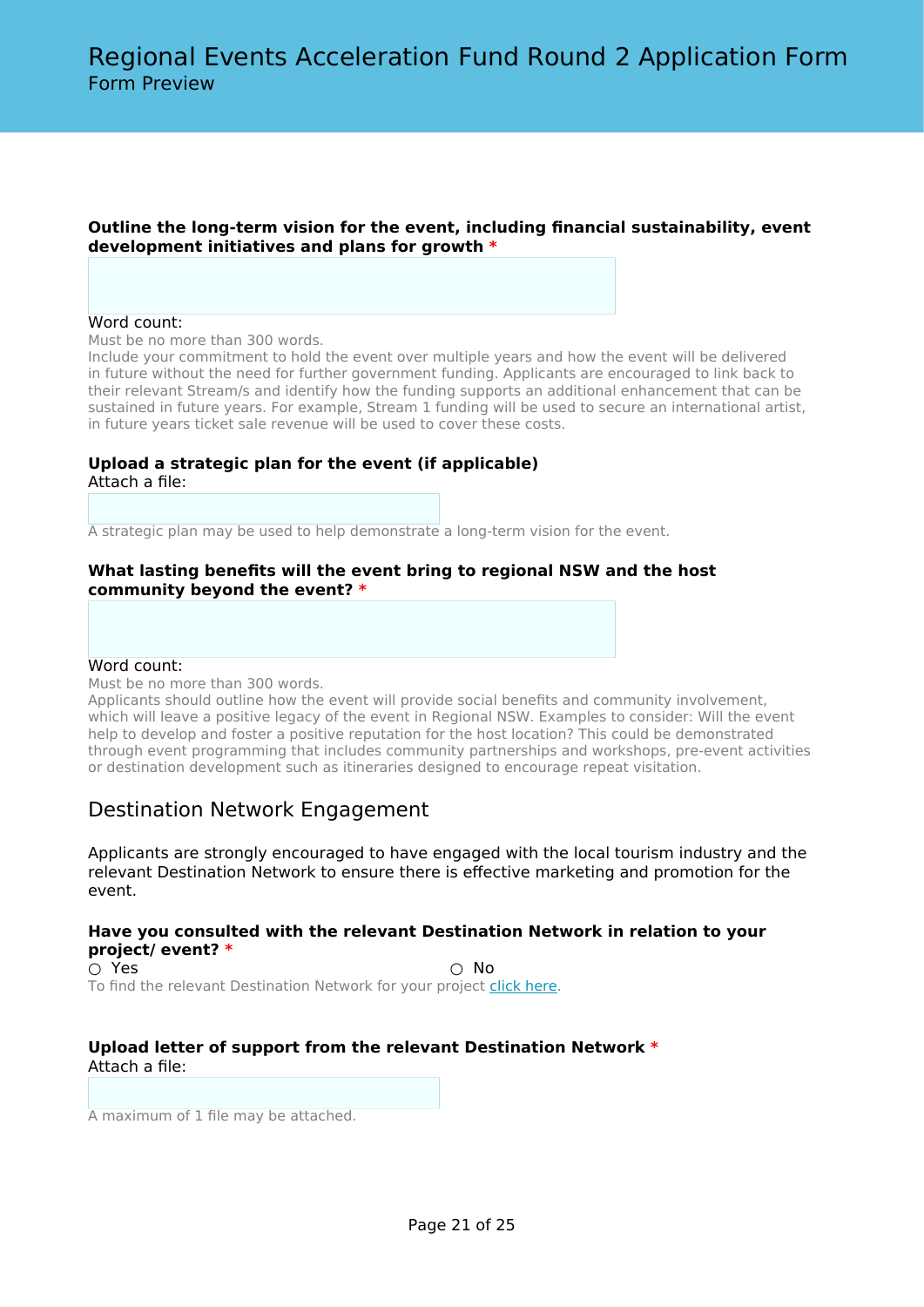**Outline the long-term vision for the event, including financial sustainability, event development initiatives and plans for growth** *

Word count:

Must be no more than 300 words.

Include your commitment to hold the event over multiple years and how the event will be delivered in future without the need for further government funding. Applicants are encouraged to link back to their relevant Stream/s and identify how the funding supports an additional enhancement that can be sustained in future years. For example, Stream 1 funding will be used to secure an international artist, in future years ticket sale revenue will be used to cover these costs.

**Upload a strategic plan for the event (if applicable)**

Attach a file:

A strategic plan may be used to help demonstrate a long-term vision for the event.

**What lasting benefits will the event bring to regional NSW and the host community beyond the event?** *

Word count:

Must be no more than 300 words.

Applicants should outline how the event will provide social benefits and community involvement, which will leave a positive legacy of the event in Regional NSW. Examples to consider: Will the event help to develop and foster a positive reputation for the host location? This could be demonstrated through event programming that includes community partnerships and workshops, pre-event activities or destination development such as itineraries designed to encourage repeat visitation.

## Destination Network Engagement

Applicants are strongly encouraged to have engaged with the local tourism industry and the relevant Destination Network to ensure there is effective marketing and promotion for the event.

**Have you consulted with the relevant Destination Network in relation to your project/ event?** *

○ Yes ○ No

To find the relevant Destination Network for your project click here.

**Upload letter of support from the relevant Destination Network** *

Attach a file:

A maximum of 1 file may be attached.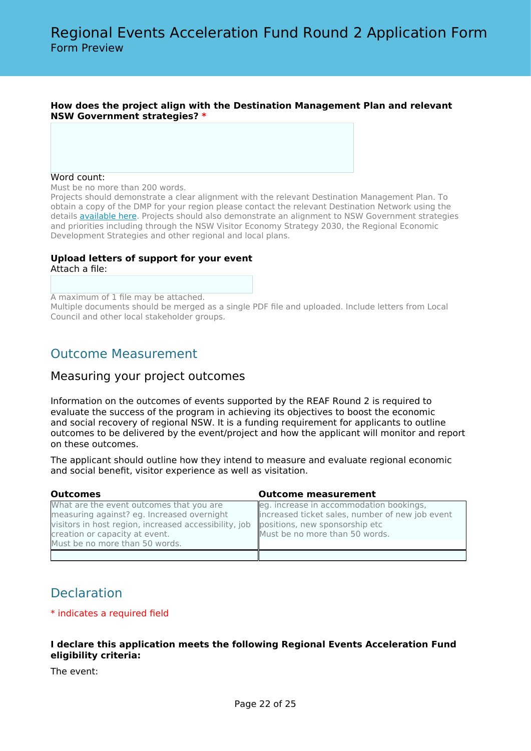**How does the project align with the Destination Management Plan and relevant NSW Government strategies?** *

Word count:

Must be no more than 200 words.

Projects should demonstrate a clear alignment with the relevant Destination Management Plan. To obtain a copy of the DMP for your region please contact the relevant Destination Network using the details [available here](). Projects should also demonstrate an alignment to NSW Government strategies and priorities including through the NSW Visitor Economy Strategy 2030, the Regional Economic Development Strategies and other regional and local plans.

**Upload letters of support for your event**

Attach a file:

A maximum of 1 file may be attached.

Multiple documents should be merged as a single PDF file and uploaded. Include letters from Local Council and other local stakeholder groups.

## Outcome Measurement

### Measuring your project outcomes

Information on the outcomes of events supported by the REAF Round 2 is required to evaluate the success of the program in achieving its objectives to boost the economic and social recovery of regional NSW. It is a funding requirement for applicants to outline outcomes to be delivered by the event/project and how the applicant will monitor and report on these outcomes.

The applicant should outline how they intend to measure and evaluate regional economic and social benefit, visitor experience as well as visitation.

| Outcomes | Outcome measurement |
|---|---|
| What are the event outcomes that you are measuring against? eg. Increased overnight visitors in host region, increased accessibility, job creation or capacity at event. Must be no more than 50 words. | eg. increase in accommodation bookings, increased ticket sales, number of new job event positions, new sponsorship etc Must be no more than 50 words. |
| | |

## Declaration

* indicates a required field

**I declare this application meets the following Regional Events Acceleration Fund eligibility criteria:**

The event: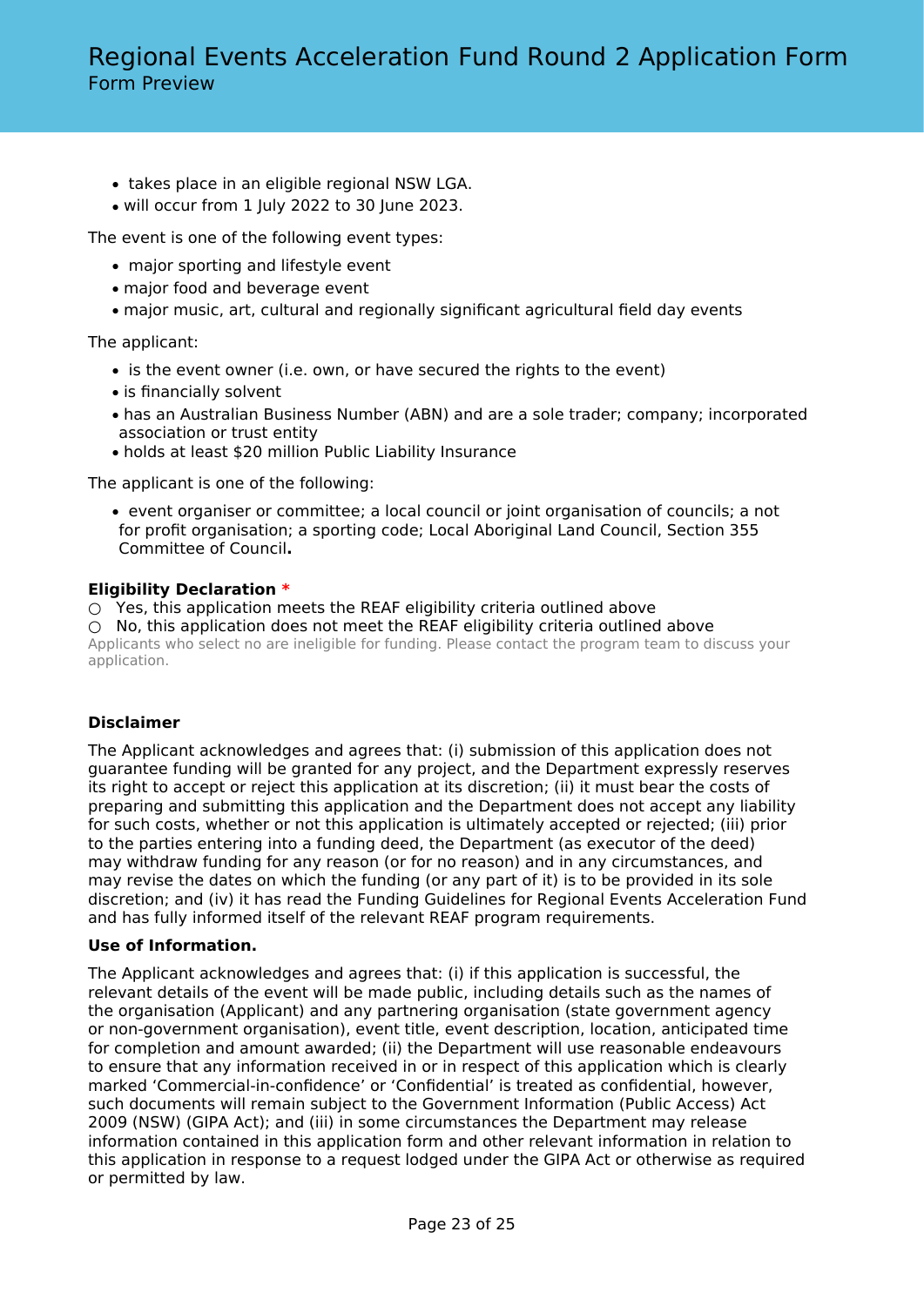- takes place in an eligible regional NSW LGA.
- will occur from 1 July 2022 to 30 June 2023.

The event is one of the following event types:

- major sporting and lifestyle event
- major food and beverage event
- major music, art, cultural and regionally significant agricultural field day events

The applicant:

- is the event owner (i.e. own, or have secured the rights to the event)
- is financially solvent
- has an Australian Business Number (ABN) and are a sole trader; company; incorporated association or trust entity
- holds at least $20 million Public Liability Insurance

The applicant is one of the following:

- event organiser or committee; a local council or joint organisation of councils; a not for profit organisation; a sporting code; Local Aboriginal Land Council, Section 355 Committee of Council**.**

**Eligibility Declaration** *

○ Yes, this application meets the REAF eligibility criteria outlined above
○ No, this application does not meet the REAF eligibility criteria outlined above
Applicants who select no are ineligible for funding. Please contact the program team to discuss your application.

**Disclaimer**

The Applicant acknowledges and agrees that: (i) submission of this application does not guarantee funding will be granted for any project, and the Department expressly reserves its right to accept or reject this application at its discretion; (ii) it must bear the costs of preparing and submitting this application and the Department does not accept any liability for such costs, whether or not this application is ultimately accepted or rejected; (iii) prior to the parties entering into a funding deed, the Department (as executor of the deed) may withdraw funding for any reason (or for no reason) and in any circumstances, and may revise the dates on which the funding (or any part of it) is to be provided in its sole discretion; and (iv) it has read the Funding Guidelines for Regional Events Acceleration Fund and has fully informed itself of the relevant REAF program requirements.

**Use of Information.**

The Applicant acknowledges and agrees that: (i) if this application is successful, the relevant details of the event will be made public, including details such as the names of the organisation (Applicant) and any partnering organisation (state government agency or non-government organisation), event title, event description, location, anticipated time for completion and amount awarded; (ii) the Department will use reasonable endeavours to ensure that any information received in or in respect of this application which is clearly marked 'Commercial-in-confidence' or 'Confidential' is treated as confidential, however, such documents will remain subject to the Government Information (Public Access) Act 2009 (NSW) (GIPA Act); and (iii) in some circumstances the Department may release information contained in this application form and other relevant information in relation to this application in response to a request lodged under the GIPA Act or otherwise as required or permitted by law.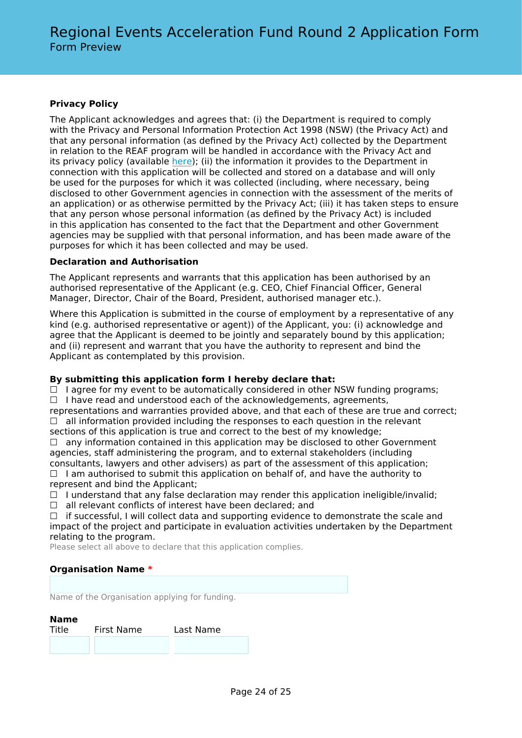# Regional Events Acceleration Fund Round 2 Application Form

Form Preview

**Privacy Policy**

The Applicant acknowledges and agrees that: (i) the Department is required to comply with the Privacy and Personal Information Protection Act 1998 (NSW) (the Privacy Act) and that any personal information (as defined by the Privacy Act) collected by the Department in relation to the REAF program will be handled in accordance with the Privacy Act and its privacy policy (available here); (ii) the information it provides to the Department in connection with this application will be collected and stored on a database and will only be used for the purposes for which it was collected (including, where necessary, being disclosed to other Government agencies in connection with the assessment of the merits of an application) or as otherwise permitted by the Privacy Act; (iii) it has taken steps to ensure that any person whose personal information (as defined by the Privacy Act) is included in this application has consented to the fact that the Department and other Government agencies may be supplied with that personal information, and has been made aware of the purposes for which it has been collected and may be used.

**Declaration and Authorisation**

The Applicant represents and warrants that this application has been authorised by an authorised representative of the Applicant (e.g. CEO, Chief Financial Officer, General Manager, Director, Chair of the Board, President, authorised manager etc.).

Where this Application is submitted in the course of employment by a representative of any kind (e.g. authorised representative or agent)) of the Applicant, you: (i) acknowledge and agree that the Applicant is deemed to be jointly and separately bound by this application; and (ii) represent and warrant that you have the authority to represent and bind the Applicant as contemplated by this provision.

**By submitting this application form I hereby declare that:**

☐ I agree for my event to be automatically considered in other NSW funding programs;
☐ I have read and understood each of the acknowledgements, agreements, representations and warranties provided above, and that each of these are true and correct;
☐ all information provided including the responses to each question in the relevant sections of this application is true and correct to the best of my knowledge;
☐ any information contained in this application may be disclosed to other Government agencies, staff administering the program, and to external stakeholders (including consultants, lawyers and other advisers) as part of the assessment of this application;
☐ I am authorised to submit this application on behalf of, and have the authority to represent and bind the Applicant;
☐ I understand that any false declaration may render this application ineligible/invalid;
☐ all relevant conflicts of interest have been declared; and
☐ if successful, I will collect data and supporting evidence to demonstrate the scale and impact of the project and participate in evaluation activities undertaken by the Department relating to the program.

Please select all above to declare that this application complies.

**Organisation Name** *

Name of the Organisation applying for funding.

**Name**

| Title | First Name | Last Name |
|---|---|---|
| | | |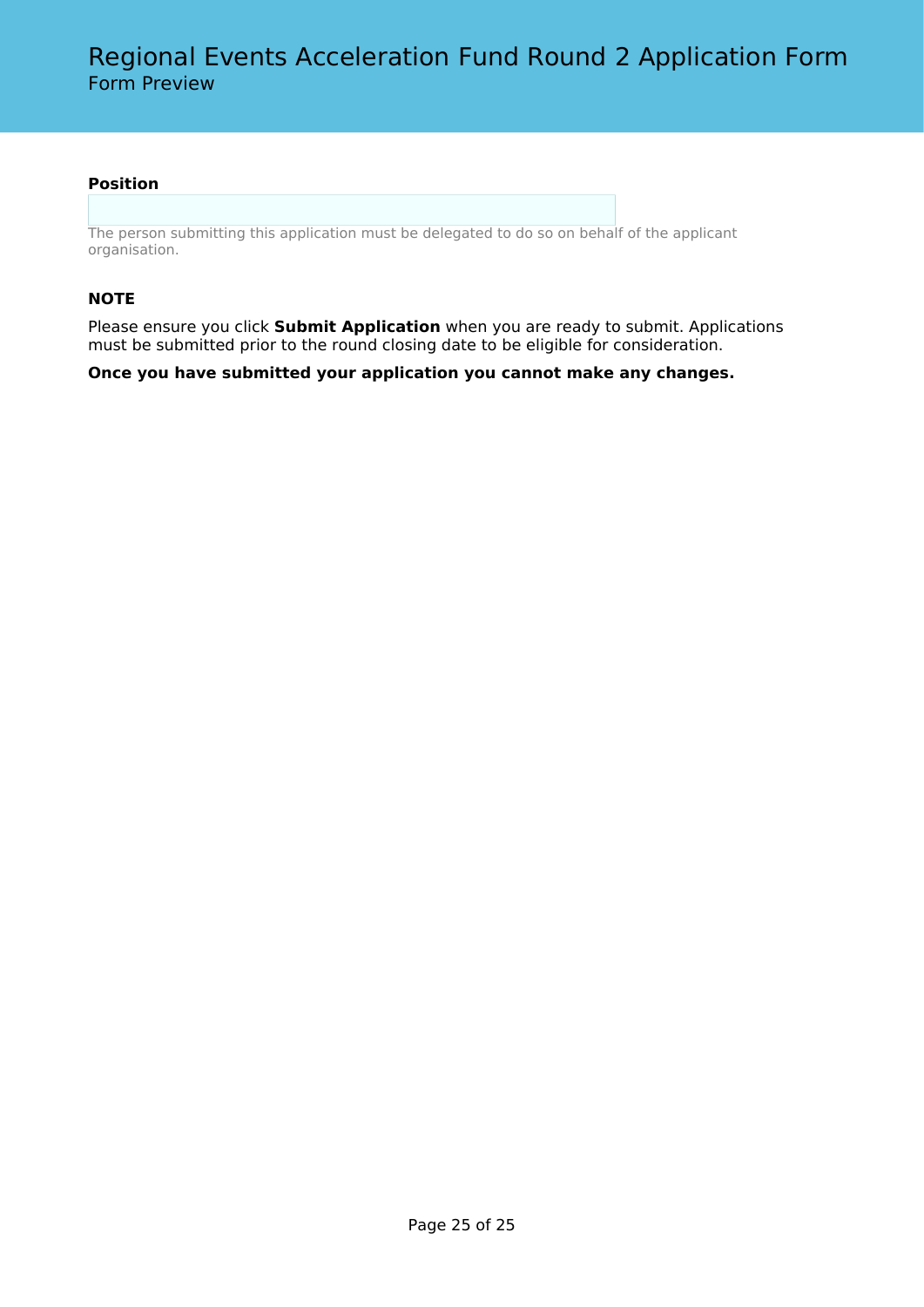**Position**

The person submitting this application must be delegated to do so on behalf of the applicant organisation.

**NOTE**

Please ensure you click **Submit Application** when you are ready to submit. Applications must be submitted prior to the round closing date to be eligible for consideration.

**Once you have submitted your application you cannot make any changes.**